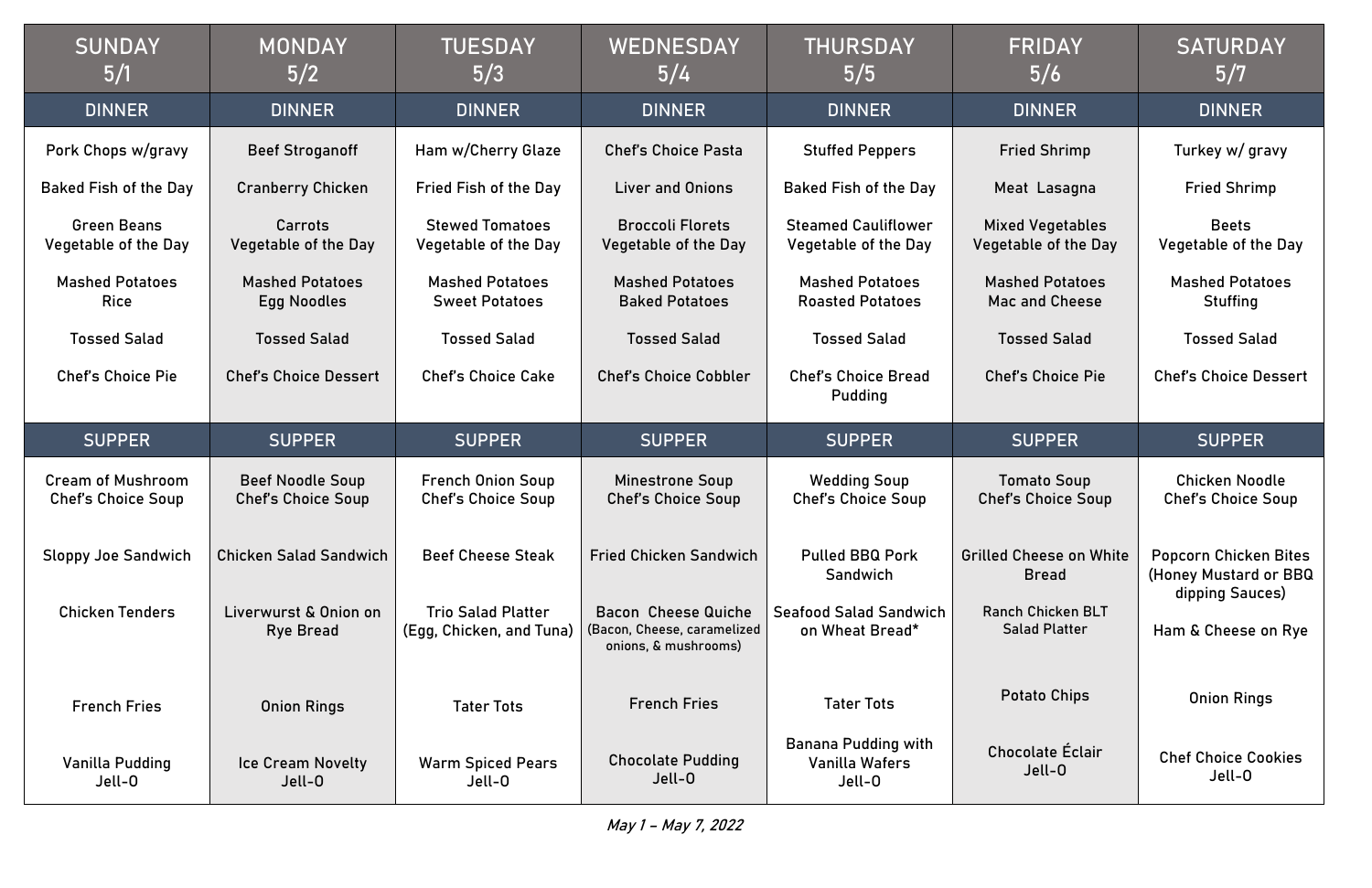| SUNDAY 5/1 | MONDAY 5/2 | TUESDAY 5/3 | WEDNESDAY 5/4 | THURSDAY 5/5 | FRIDAY 5/6 | SATURDAY 5/7 |
|---|---|---|---|---|---|---|
| DINNER | DINNER | DINNER | DINNER | DINNER | DINNER | DINNER |
| Pork Chops w/gravy | Beef Stroganoff | Ham w/Cherry Glaze | Chef's Choice Pasta | Stuffed Peppers | Fried Shrimp | Turkey w/ gravy |
| Baked Fish of the Day | Cranberry Chicken | Fried Fish of the Day | Liver and Onions | Baked Fish of the Day | Meat Lasagna | Fried Shrimp |
| Green Beans<br>Vegetable of the Day | Carrots<br>Vegetable of the Day | Stewed Tomatoes<br>Vegetable of the Day | Broccoli Florets<br>Vegetable of the Day | Steamed Cauliflower<br>Vegetable of the Day | Mixed Vegetables<br>Vegetable of the Day | Beets<br>Vegetable of the Day |
| Mashed Potatoes<br>Rice | Mashed Potatoes<br>Egg Noodles | Mashed Potatoes<br>Sweet Potatoes | Mashed Potatoes<br>Baked Potatoes | Mashed Potatoes<br>Roasted Potatoes | Mashed Potatoes<br>Mac and Cheese | Mashed Potatoes<br>Stuffing |
| Tossed Salad | Tossed Salad | Tossed Salad | Tossed Salad | Tossed Salad | Tossed Salad | Tossed Salad |
| Chef's Choice Pie | Chef's Choice Dessert | Chef's Choice Cake | Chef's Choice Cobbler | Chef's Choice Bread Pudding | Chef's Choice Pie | Chef's Choice Dessert |
| SUPPER | SUPPER | SUPPER | SUPPER | SUPPER | SUPPER | SUPPER |
| Cream of Mushroom<br>Chef's Choice Soup | Beef Noodle Soup<br>Chef's Choice Soup | French Onion Soup<br>Chef's Choice Soup | Minestrone Soup<br>Chef's Choice Soup | Wedding Soup<br>Chef's Choice Soup | Tomato Soup<br>Chef's Choice Soup | Chicken Noodle<br>Chef's Choice Soup |
| Sloppy Joe Sandwich | Chicken Salad Sandwich | Beef Cheese Steak | Fried Chicken Sandwich | Pulled BBQ Pork Sandwich | Grilled Cheese on White Bread | Popcorn Chicken Bites (Honey Mustard or BBQ dipping Sauces) |
| Chicken Tenders | Liverwurst & Onion on Rye Bread | Trio Salad Platter (Egg, Chicken, and Tuna) | Bacon Cheese Quiche (Bacon, Cheese, caramelized onions, & mushrooms) | Seafood Salad Sandwich on Wheat Bread* | Ranch Chicken BLT Salad Platter | Ham & Cheese on Rye |
| French Fries | Onion Rings | Tater Tots | French Fries | Tater Tots | Potato Chips | Onion Rings |
| Vanilla Pudding<br>Jell-O | Ice Cream Novelty<br>Jell-O | Warm Spiced Pears<br>Jell-O | Chocolate Pudding<br>Jell-O | Banana Pudding with Vanilla Wafers<br>Jell-O | Chocolate Éclair<br>Jell-O | Chef Choice Cookies<br>Jell-O |

*May 1 – May 7, 2022*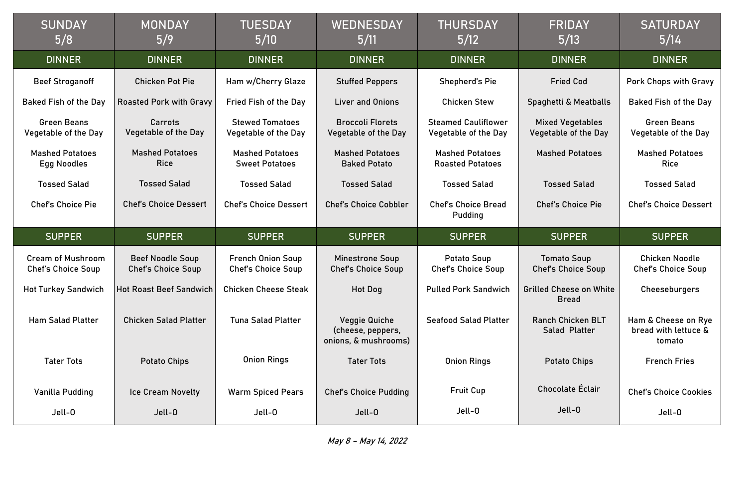| SUNDAY 5/8 | MONDAY 5/9 | TUESDAY 5/10 | WEDNESDAY 5/11 | THURSDAY 5/12 | FRIDAY 5/13 | SATURDAY 5/14 |
|---|---|---|---|---|---|---|
| **DINNER** | **DINNER** | **DINNER** | **DINNER** | **DINNER** | **DINNER** | **DINNER** |
| Beef Stroganoff | Chicken Pot Pie | Ham w/Cherry Glaze | Stuffed Peppers | Shepherd's Pie | Fried Cod | Pork Chops with Gravy |
| Baked Fish of the Day | Roasted Pork with Gravy | Fried Fish of the Day | Liver and Onions | Chicken Stew | Spaghetti & Meatballs | Baked Fish of the Day |
| Green Beans<br>Vegetable of the Day | Carrots<br>Vegetable of the Day | Stewed Tomatoes<br>Vegetable of the Day | Broccoli Florets<br>Vegetable of the Day | Steamed Cauliflower<br>Vegetable of the Day | Mixed Vegetables<br>Vegetable of the Day | Green Beans<br>Vegetable of the Day |
| Mashed Potatoes<br>Egg Noodles | Mashed Potatoes<br>Rice | Mashed Potatoes<br>Sweet Potatoes | Mashed Potatoes<br>Baked Potato | Mashed Potatoes<br>Roasted Potatoes | Mashed Potatoes | Mashed Potatoes<br>Rice |
| Tossed Salad | Tossed Salad | Tossed Salad | Tossed Salad | Tossed Salad | Tossed Salad | Tossed Salad |
| Chef's Choice Pie | Chef's Choice Dessert | Chef's Choice Dessert | Chef's Choice Cobbler | Chef's Choice Bread Pudding | Chef's Choice Pie | Chef's Choice Dessert |
| **SUPPER** | **SUPPER** | **SUPPER** | **SUPPER** | **SUPPER** | **SUPPER** | **SUPPER** |
| Cream of Mushroom<br>Chef's Choice Soup | Beef Noodle Soup<br>Chef's Choice Soup | French Onion Soup<br>Chef's Choice Soup | Minestrone Soup<br>Chef's Choice Soup | Potato Soup<br>Chef's Choice Soup | Tomato Soup<br>Chef's Choice Soup | Chicken Noodle<br>Chef's Choice Soup |
| Hot Turkey Sandwich | Hot Roast Beef Sandwich | Chicken Cheese Steak | Hot Dog | Pulled Pork Sandwich | Grilled Cheese on White Bread | Cheeseburgers |
| Ham Salad Platter | Chicken Salad Platter | Tuna Salad Platter | Veggie Quiche (cheese, peppers, onions, & mushrooms) | Seafood Salad Platter | Ranch Chicken BLT Salad Platter | Ham & Cheese on Rye bread with lettuce & tomato |
| Tater Tots | Potato Chips | Onion Rings | Tater Tots | Onion Rings | Potato Chips | French Fries |
| Vanilla Pudding | Ice Cream Novelty | Warm Spiced Pears | Chef's Choice Pudding | Fruit Cup | Chocolate Éclair | Chef's Choice Cookies |
| Jell-O | Jell-O | Jell-O | Jell-O | Jell-O | Jell-O | Jell-O |

*May 8 – May 14, 2022*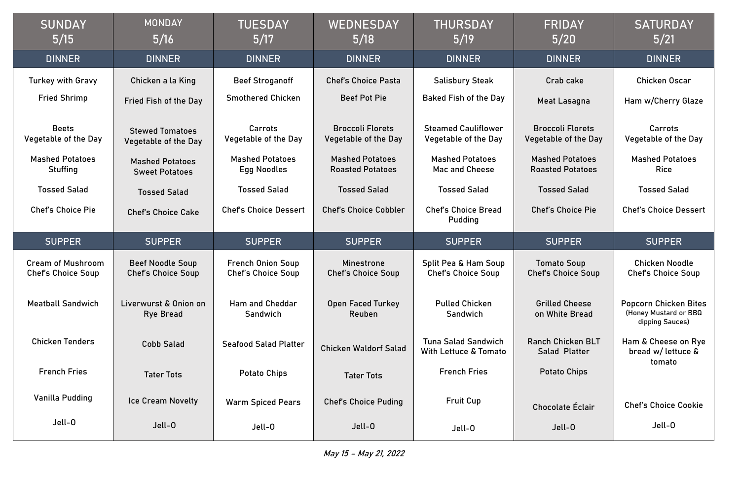| SUNDAY 5/15 | MONDAY 5/16 | TUESDAY 5/17 | WEDNESDAY 5/18 | THURSDAY 5/19 | FRIDAY 5/20 | SATURDAY 5/21 |
|---|---|---|---|---|---|---|
| **DINNER** | **DINNER** | **DINNER** | **DINNER** | **DINNER** | **DINNER** | **DINNER** |
| Turkey with Gravy | Chicken a la King | Beef Stroganoff | Chef's Choice Pasta | Salisbury Steak | Crab cake | Chicken Oscar |
| Fried Shrimp | Fried Fish of the Day | Smothered Chicken | Beef Pot Pie | Baked Fish of the Day | Meat Lasagna | Ham w/Cherry Glaze |
| Beets<br>Vegetable of the Day | Stewed Tomatoes<br>Vegetable of the Day | Carrots<br>Vegetable of the Day | Broccoli Florets<br>Vegetable of the Day | Steamed Cauliflower<br>Vegetable of the Day | Broccoli Florets<br>Vegetable of the Day | Carrots<br>Vegetable of the Day |
| Mashed Potatoes<br>Stuffing | Mashed Potatoes<br>Sweet Potatoes | Mashed Potatoes<br>Egg Noodles | Mashed Potatoes<br>Roasted Potatoes | Mashed Potatoes<br>Mac and Cheese | Mashed Potatoes<br>Roasted Potatoes | Mashed Potatoes<br>Rice |
| Tossed Salad | Tossed Salad | Tossed Salad | Tossed Salad | Tossed Salad | Tossed Salad | Tossed Salad |
| Chef's Choice Pie | Chef's Choice Cake | Chef's Choice Dessert | Chef's Choice Cobbler | Chef's Choice Bread Pudding | Chef's Choice Pie | Chef's Choice Dessert |
| **SUPPER** | **SUPPER** | **SUPPER** | **SUPPER** | **SUPPER** | **SUPPER** | **SUPPER** |
| Cream of Mushroom<br>Chef's Choice Soup | Beef Noodle Soup<br>Chef's Choice Soup | French Onion Soup<br>Chef's Choice Soup | Minestrone<br>Chef's Choice Soup | Split Pea & Ham Soup<br>Chef's Choice Soup | Tomato Soup<br>Chef's Choice Soup | Chicken Noodle<br>Chef's Choice Soup |
| Meatball Sandwich | Liverwurst & Onion on Rye Bread | Ham and Cheddar Sandwich | Open Faced Turkey Reuben | Pulled Chicken Sandwich | Grilled Cheese on White Bread | Popcorn Chicken Bites (Honey Mustard or BBQ dipping Sauces) |
| Chicken Tenders | Cobb Salad | Seafood Salad Platter | Chicken Waldorf Salad | Tuna Salad Sandwich With Lettuce & Tomato | Ranch Chicken BLT Salad Platter | Ham & Cheese on Rye bread w/ lettuce & tomato |
| French Fries | Tater Tots | Potato Chips | Tater Tots | French Fries | Potato Chips | |
| Vanilla Pudding | Ice Cream Novelty | Warm Spiced Pears | Chef's Choice Puding | Fruit Cup | Chocolate Éclair | Chef's Choice Cookie |
| Jell-O | Jell-O | Jell-O | Jell-O | Jell-O | Jell-O | Jell-O |

*May 15 – May 21, 2022*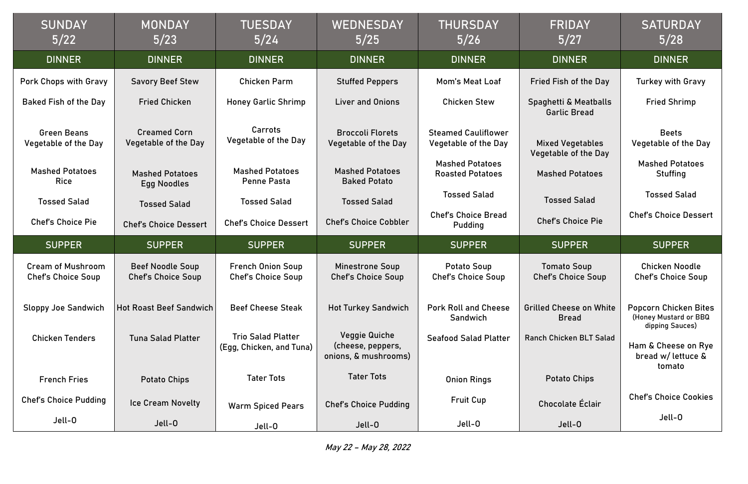| SUNDAY 5/22 | MONDAY 5/23 | TUESDAY 5/24 | WEDNESDAY 5/25 | THURSDAY 5/26 | FRIDAY 5/27 | SATURDAY 5/28 |
|---|---|---|---|---|---|---|
| DINNER | DINNER | DINNER | DINNER | DINNER | DINNER | DINNER |
| Pork Chops with Gravy | Savory Beef Stew | Chicken Parm | Stuffed Peppers | Mom's Meat Loaf | Fried Fish of the Day | Turkey with Gravy |
| Baked Fish of the Day | Fried Chicken | Honey Garlic Shrimp | Liver and Onions | Chicken Stew | Spaghetti & Meatballs Garlic Bread | Fried Shrimp |
| Green Beans Vegetable of the Day | Creamed Corn Vegetable of the Day | Carrots Vegetable of the Day | Broccoli Florets Vegetable of the Day | Steamed Cauliflower Vegetable of the Day | Mixed Vegetables Vegetable of the Day | Beets Vegetable of the Day |
| Mashed Potatoes Rice | Mashed Potatoes Egg Noodles | Mashed Potatoes Penne Pasta | Mashed Potatoes Baked Potato | Mashed Potatoes Roasted Potatoes | Mashed Potatoes | Mashed Potatoes Stuffing |
| Tossed Salad | Tossed Salad | Tossed Salad | Tossed Salad | Tossed Salad | Tossed Salad | Tossed Salad |
| Chef's Choice Pie | Chef's Choice Dessert | Chef's Choice Dessert | Chef's Choice Cobbler | Chef's Choice Bread Pudding | Chef's Choice Pie | Chef's Choice Dessert |
| SUPPER | SUPPER | SUPPER | SUPPER | SUPPER | SUPPER | SUPPER |
| Cream of Mushroom Chef's Choice Soup | Beef Noodle Soup Chef's Choice Soup | French Onion Soup Chef's Choice Soup | Minestrone Soup Chef's Choice Soup | Potato Soup Chef's Choice Soup | Tomato Soup Chef's Choice Soup | Chicken Noodle Chef's Choice Soup |
| Sloppy Joe Sandwich | Hot Roast Beef Sandwich | Beef Cheese Steak | Hot Turkey Sandwich | Pork Roll and Cheese Sandwich | Grilled Cheese on White Bread | Popcorn Chicken Bites (Honey Mustard or BBQ dipping Sauces) |
| Chicken Tenders | Tuna Salad Platter | Trio Salad Platter (Egg, Chicken, and Tuna) | Veggie Quiche (cheese, peppers, onions, & mushrooms) | Seafood Salad Platter | Ranch Chicken BLT Salad | Ham & Cheese on Rye bread w/ lettuce & tomato |
| French Fries | Potato Chips | Tater Tots | Tater Tots | Onion Rings | Potato Chips | |
| Chef's Choice Pudding | Ice Cream Novelty | Warm Spiced Pears | Chef's Choice Pudding | Fruit Cup | Chocolate Éclair | Chef's Choice Cookies |
| Jell-O | Jell-O | Jell-O | Jell-O | Jell-O | Jell-O | Jell-O |

*May 22 – May 28, 2022*